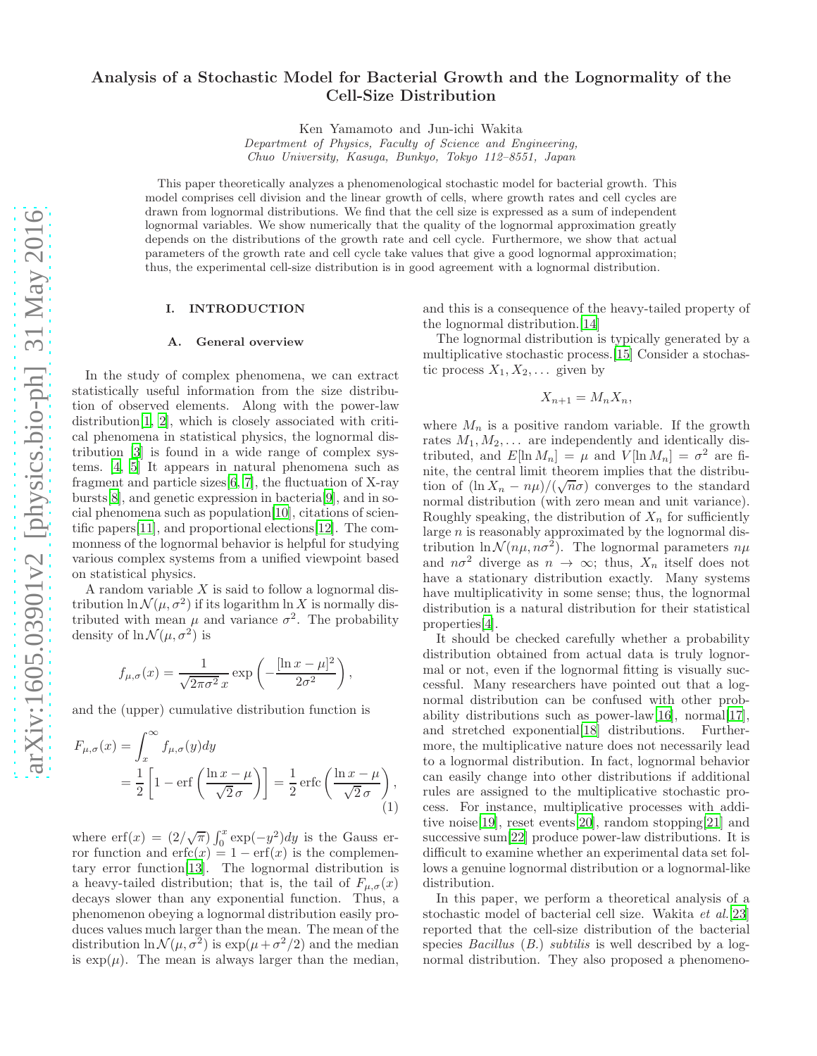# Analysis of a Stochastic Model for Bacterial Growth and the Lognormality of the Cell-Size Distribution

Ken Yamamoto and Jun-ichi Wakita

*Department of Physics, Faculty of Science and Engineering, Chuo University, Kasuga, Bunkyo, Tokyo 112–8551, Japan*

This paper theoretically analyzes a phenomenological stochastic model for bacterial growth. This model comprises cell division and the linear growth of cells, where growth rates and cell cycles are drawn from lognormal distributions. We find that the cell size is expressed as a sum of independent lognormal variables. We show numerically that the quality of the lognormal approximation greatly depends on the distributions of the growth rate and cell cycle. Furthermore, we show that actual parameters of the growth rate and cell cycle take values that give a good lognormal approximation; thus, the experimental cell-size distribution is in good agreement with a lognormal distribution.

## I. INTRODUCTION

### A. General overview

In the study of complex phenomena, we can extract statistically useful information from the size distribution of observed elements. Along with the power-law distribution[1, 2], which is closely associated with critical phenomena in statistical physics, the lognormal distribution [3] is found in a wide range of complex systems. [4, 5] It appears in natural phenomena such as fragment and particle sizes[6, 7], the fluctuation of X-ray bursts[8], and genetic expression in bacteria[9], and in social phenomena such as population[10], citations of scientific papers[11], and proportional elections[12]. The commonness of the lognormal behavior is helpful for studying various complex systems from a unified viewpoint based on statistical physics.

A random variable $X$ is said to follow a lognormal distribution $\ln\mathcal{N}(\mu,\sigma^2)$ if its logarithm $\ln X$ is normally distributed with mean $\mu$ and variance $\sigma^2$. The probability density of $\ln\mathcal{N}(\mu,\sigma^2)$ is

$$f_{\mu,\sigma}(x) = \frac{1}{\sqrt{2\pi\sigma^2}\,x}\exp\left(-\frac{[\ln x-\mu]^2}{2\sigma^2}\right),$$

and the (upper) cumulative distribution function is

$$F_{\mu,\sigma}(x) = \int_x^\infty f_{\mu,\sigma}(y)dy = \frac{1}{2}\left[1-\operatorname{erf}\left(\frac{\ln x-\mu}{\sqrt{2}\,\sigma}\right)\right] = \frac{1}{2}\operatorname{erfc}\left(\frac{\ln x-\mu}{\sqrt{2}\,\sigma}\right), \tag{1}$$

where $\operatorname{erf}(x) = (2/\sqrt{\pi})\int_0^x \exp(-y^2)dy$ is the Gauss error function and $\operatorname{erfc}(x) = 1-\operatorname{erf}(x)$ is the complementary error function[13]. The lognormal distribution is a heavy-tailed distribution; that is, the tail of $F_{\mu,\sigma}(x)$ decays slower than any exponential function. Thus, a phenomenon obeying a lognormal distribution easily produces values much larger than the mean. The mean of the distribution $\ln\mathcal{N}(\mu,\sigma^2)$ is $\exp(\mu+\sigma^2/2)$ and the median is $\exp(\mu)$. The mean is always larger than the median, and this is a consequence of the heavy-tailed property of the lognormal distribution.[14]

The lognormal distribution is typically generated by a multiplicative stochastic process.[15] Consider a stochastic process $X_1, X_2, \ldots$ given by

$$X_{n+1} = M_n X_n,$$

where $M_n$ is a positive random variable. If the growth rates $M_1, M_2, \ldots$ are independently and identically distributed, and $E[\ln M_n] = \mu$ and $V[\ln M_n] = \sigma^2$ are finite, the central limit theorem implies that the distribution of $(\ln X_n - n\mu)/(\sqrt{n}\sigma)$ converges to the standard normal distribution (with zero mean and unit variance). Roughly speaking, the distribution of $X_n$ for sufficiently large $n$ is reasonably approximated by the lognormal distribution $\ln\mathcal{N}(n\mu, n\sigma^2)$. The lognormal parameters $n\mu$ and $n\sigma^2$ diverge as $n\to\infty$; thus, $X_n$ itself does not have a stationary distribution exactly. Many systems have multiplicativity in some sense; thus, the lognormal distribution is a natural distribution for their statistical properties[4].

It should be checked carefully whether a probability distribution obtained from actual data is truly lognormal or not, even if the lognormal fitting is visually successful. Many researchers have pointed out that a lognormal distribution can be confused with other probability distributions such as power-law[16], normal[17], and stretched exponential[18] distributions. Furthermore, the multiplicative nature does not necessarily lead to a lognormal distribution. In fact, lognormal behavior can easily change into other distributions if additional rules are assigned to the multiplicative stochastic process. For instance, multiplicative processes with additive noise[19], reset events[20], random stopping[21] and successive sum[22] produce power-law distributions. It is difficult to examine whether an experimental data set follows a genuine lognormal distribution or a lognormal-like distribution.

In this paper, we perform a theoretical analysis of a stochastic model of bacterial cell size. Wakita *et al.*[23] reported that the cell-size distribution of the bacterial species *Bacillus* (*B.*) *subtilis* is well described by a lognormal distribution. They also proposed a phenomeno-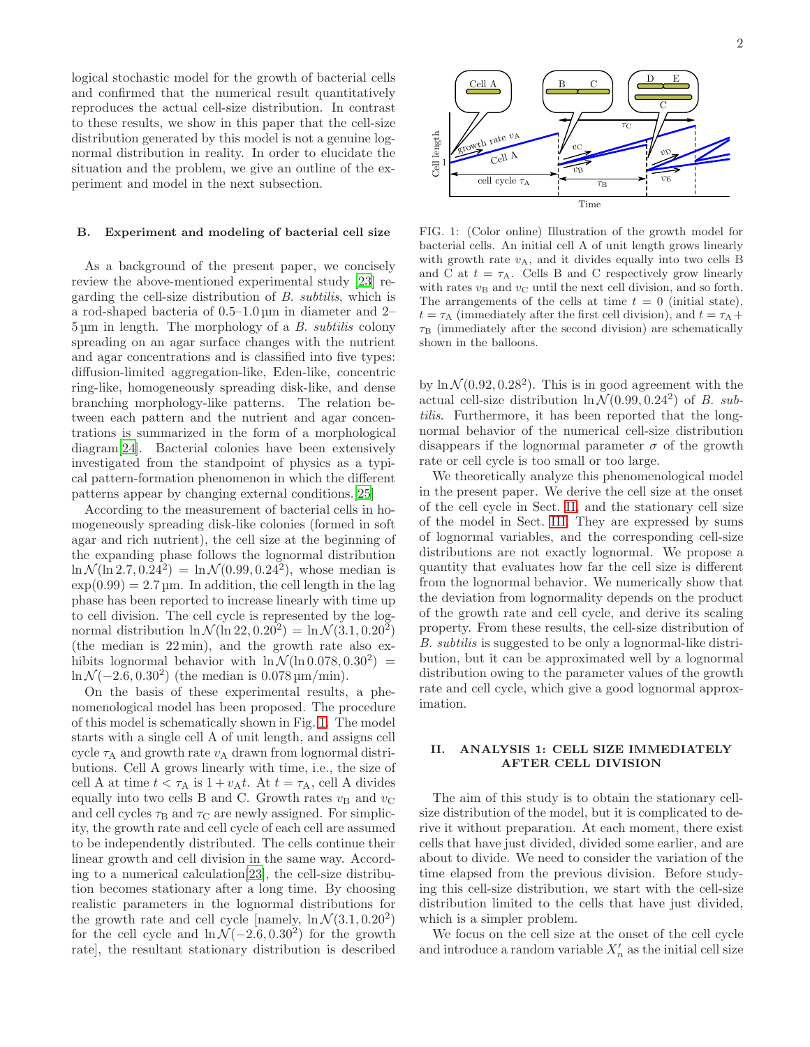logical stochastic model for the growth of bacterial cells and confirmed that the numerical result quantitatively reproduces the actual cell-size distribution. In contrast to these results, we show in this paper that the cell-size distribution generated by this model is not a genuine lognormal distribution in reality. In order to elucidate the situation and the problem, we give an outline of the experiment and model in the next subsection.

### B. Experiment and modeling of bacterial cell size

As a background of the present paper, we concisely review the above-mentioned experimental study [23] regarding the cell-size distribution of *B. subtilis*, which is a rod-shaped bacteria of 0.5–1.0 µm in diameter and 2–5 µm in length. The morphology of a *B. subtilis* colony spreading on an agar surface changes with the nutrient and agar concentrations and is classified into five types: diffusion-limited aggregation-like, Eden-like, concentric ring-like, homogeneously spreading disk-like, and dense branching morphology-like patterns. The relation between each pattern and the nutrient and agar concentrations is summarized in the form of a morphological diagram[24]. Bacterial colonies have been extensively investigated from the standpoint of physics as a typical pattern-formation phenomenon in which the different patterns appear by changing external conditions.[25]

According to the measurement of bacterial cells in homogeneously spreading disk-like colonies (formed in soft agar and rich nutrient), the cell size at the beginning of the expanding phase follows the lognormal distribution $\ln\mathcal{N}(\ln 2.7, 0.24^2) = \ln\mathcal{N}(0.99, 0.24^2)$, whose median is $\exp(0.99) = 2.7$ µm. In addition, the cell length in the lag phase has been reported to increase linearly with time up to cell division. The cell cycle is represented by the lognormal distribution $\ln\mathcal{N}(\ln 22, 0.20^2) = \ln\mathcal{N}(3.1, 0.20^2)$ (the median is 22 min), and the growth rate also exhibits lognormal behavior with $\ln\mathcal{N}(\ln 0.078, 0.30^2) = \ln\mathcal{N}(-2.6, 0.30^2)$ (the median is 0.078 µm/min).

On the basis of these experimental results, a phenomenological model has been proposed. The procedure of this model is schematically shown in Fig. 1. The model starts with a single cell A of unit length, and assigns cell cycle $\tau_{\mathrm{A}}$ and growth rate $v_{\mathrm{A}}$ drawn from lognormal distributions. Cell A grows linearly with time, i.e., the size of cell A at time $t < \tau_{\mathrm{A}}$ is $1 + v_{\mathrm{A}}t$. At $t = \tau_{\mathrm{A}}$, cell A divides equally into two cells B and C. Growth rates $v_{\mathrm{B}}$ and $v_{\mathrm{C}}$ and cell cycles $\tau_{\mathrm{B}}$ and $\tau_{\mathrm{C}}$ are newly assigned. For simplicity, the growth rate and cell cycle of each cell are assumed to be independently distributed. The cells continue their linear growth and cell division in the same way. According to a numerical calculation[23], the cell-size distribution becomes stationary after a long time. By choosing realistic parameters in the lognormal distributions for the growth rate and cell cycle [namely, $\ln\mathcal{N}(3.1, 0.20^2)$ for the cell cycle and $\ln\mathcal{N}(-2.6, 0.30^2)$ for the growth rate], the resultant stationary distribution is described by $\ln\mathcal{N}(0.92, 0.28^2)$. This is in good agreement with the actual cell-size distribution $\ln\mathcal{N}(0.99, 0.24^2)$ of *B. subtilis*. Furthermore, it has been reported that the lognormal behavior of the numerical cell-size distribution disappears if the lognormal parameter $\sigma$ of the growth rate or cell cycle is too small or too large.

FIG. 1: (Color online) Illustration of the growth model for bacterial cells. An initial cell A of unit length grows linearly with growth rate $v_{\mathrm{A}}$, and it divides equally into two cells B and C at $t = \tau_{\mathrm{A}}$. Cells B and C respectively grow linearly with rates $v_{\mathrm{B}}$ and $v_{\mathrm{C}}$ until the next cell division, and so forth. The arrangements of the cells at time $t = 0$ (initial state), $t = \tau_{\mathrm{A}}$ (immediately after the first cell division), and $t = \tau_{\mathrm{A}} + \tau_{\mathrm{B}}$ (immediately after the second division) are schematically shown in the balloons.

We theoretically analyze this phenomenological model in the present paper. We derive the cell size at the onset of the cell cycle in Sect. II, and the stationary cell size of the model in Sect. III. They are expressed by sums of lognormal variables, and the corresponding cell-size distributions are not exactly lognormal. We propose a quantity that evaluates how far the cell size is different from the lognormal behavior. We numerically show that the deviation from lognormality depends on the product of the growth rate and cell cycle, and derive its scaling property. From these results, the cell-size distribution of *B. subtilis* is suggested to be only a lognormal-like distribution, but it can be approximated well by a lognormal distribution owing to the parameter values of the growth rate and cell cycle, which give a good lognormal approximation.

## II. ANALYSIS 1: CELL SIZE IMMEDIATELY AFTER CELL DIVISION

The aim of this study is to obtain the stationary cell-size distribution of the model, but it is complicated to derive it without preparation. At each moment, there exist cells that have just divided, divided some earlier, and are about to divide. We need to consider the variation of the time elapsed from the previous division. Before studying this cell-size distribution, we start with the cell-size distribution limited to the cells that have just divided, which is a simpler problem.

We focus on the cell size at the onset of the cell cycle and introduce a random variable $X'_n$ as the initial cell size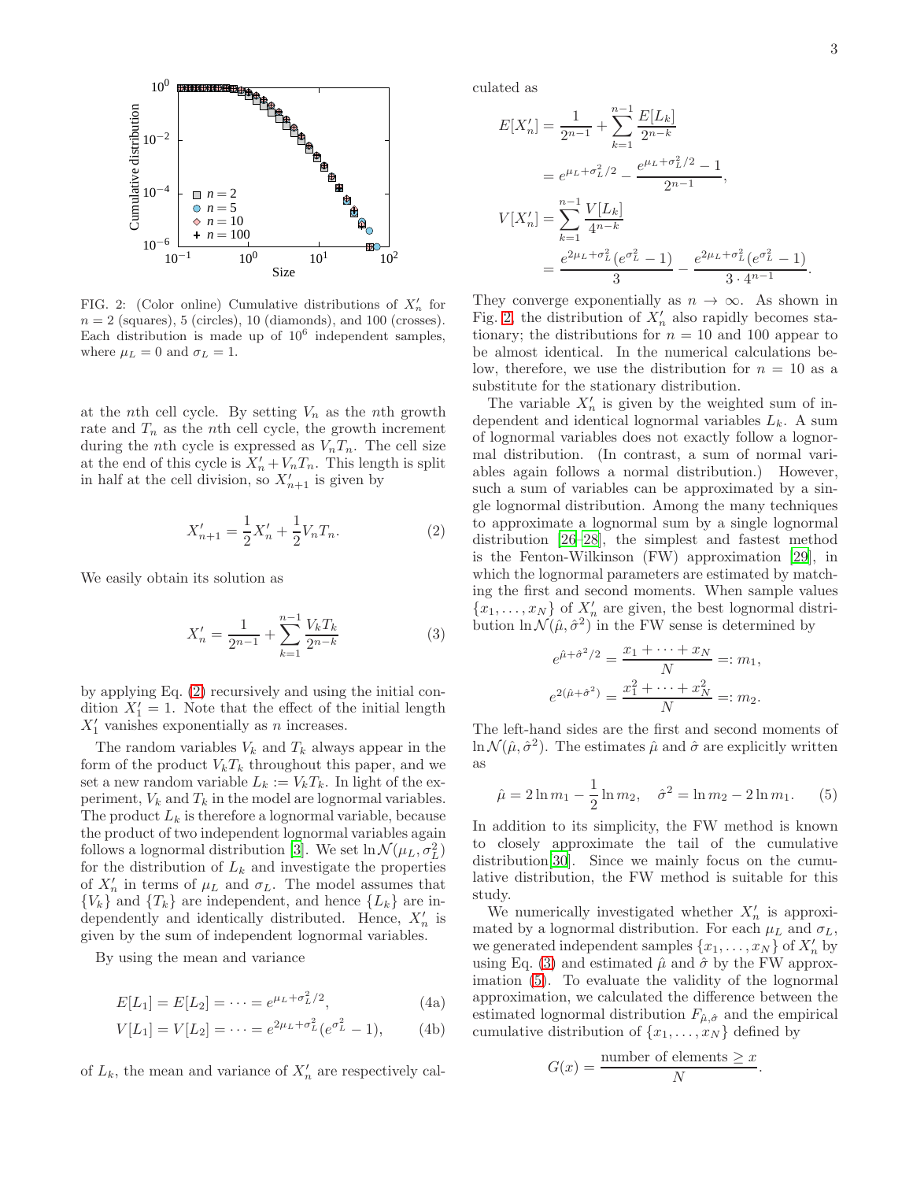FIG. 2: (Color online) Cumulative distributions of $X'_n$ for $n = 2$ (squares), 5 (circles), 10 (diamonds), and 100 (crosses). Each distribution is made up of $10^6$ independent samples, where $\mu_L = 0$ and $\sigma_L = 1$.

at the $n$th cell cycle. By setting $V_n$ as the $n$th growth rate and $T_n$ as the $n$th cell cycle, the growth increment during the $n$th cycle is expressed as $V_nT_n$. The cell size at the end of this cycle is $X'_n + V_nT_n$. This length is split in half at the cell division, so $X'_{n+1}$ is given by

$$X'_{n+1} = \frac{1}{2}X'_n + \frac{1}{2}V_nT_n. \tag{2}$$

We easily obtain its solution as

$$X'_n = \frac{1}{2^{n-1}} + \sum_{k=1}^{n-1} \frac{V_kT_k}{2^{n-k}} \tag{3}$$

by applying Eq. (2) recursively and using the initial condition $X'_1 = 1$. Note that the effect of the initial length $X'_1$ vanishes exponentially as $n$ increases.

The random variables $V_k$ and $T_k$ always appear in the form of the product $V_kT_k$ throughout this paper, and we set a new random variable $L_k := V_kT_k$. In light of the experiment, $V_k$ and $T_k$ in the model are lognormal variables. The product $L_k$ is therefore a lognormal variable, because the product of two independent lognormal variables again follows a lognormal distribution [3]. We set $\ln\mathcal{N}(\mu_L, \sigma_L^2)$ for the distribution of $L_k$ and investigate the properties of $X'_n$ in terms of $\mu_L$ and $\sigma_L$. The model assumes that $\{V_k\}$ and $\{T_k\}$ are independent, and hence $\{L_k\}$ are independently and identically distributed. Hence, $X'_n$ is given by the sum of independent lognormal variables.

By using the mean and variance

$$E[L_1] = E[L_2] = \cdots = e^{\mu_L + \sigma_L^2/2}, \tag{4a}$$

$$V[L_1] = V[L_2] = \cdots = e^{2\mu_L + \sigma_L^2}(e^{\sigma_L^2} - 1), \tag{4b}$$

of $L_k$, the mean and variance of $X'_n$ are respectively calculated as

$$\begin{aligned}
E[X'_n] &= \frac{1}{2^{n-1}} + \sum_{k=1}^{n-1} \frac{E[L_k]}{2^{n-k}} \\
&= e^{\mu_L + \sigma_L^2/2} - \frac{e^{\mu_L + \sigma_L^2/2} - 1}{2^{n-1}}, \\
V[X'_n] &= \sum_{k=1}^{n-1} \frac{V[L_k]}{4^{n-k}} \\
&= \frac{e^{2\mu_L + \sigma_L^2}(e^{\sigma_L^2} - 1)}{3} - \frac{e^{2\mu_L + \sigma_L^2}(e^{\sigma_L^2} - 1)}{3 \cdot 4^{n-1}}.
\end{aligned}$$

They converge exponentially as $n \to \infty$. As shown in Fig. 2, the distribution of $X'_n$ also rapidly becomes stationary; the distributions for $n = 10$ and 100 appear to be almost identical. In the numerical calculations below, therefore, we use the distribution for $n = 10$ as a substitute for the stationary distribution.

The variable $X'_n$ is given by the weighted sum of independent and identical lognormal variables $L_k$. A sum of lognormal variables does not exactly follow a lognormal distribution. (In contrast, a sum of normal variables again follows a normal distribution.) However, such a sum of variables can be approximated by a single lognormal distribution. Among the many techniques to approximate a lognormal sum by a single lognormal distribution [26–28], the simplest and fastest method is the Fenton-Wilkinson (FW) approximation [29], in which the lognormal parameters are estimated by matching the first and second moments. When sample values $\{x_1, \ldots, x_N\}$ of $X'_n$ are given, the best lognormal distribution $\ln\mathcal{N}(\hat{\mu}, \hat{\sigma}^2)$ in the FW sense is determined by

$$\begin{aligned}
e^{\hat{\mu} + \hat{\sigma}^2/2} &= \frac{x_1 + \cdots + x_N}{N} =: m_1, \\
e^{2(\hat{\mu} + \hat{\sigma}^2)} &= \frac{x_1^2 + \cdots + x_N^2}{N} =: m_2.
\end{aligned}$$

The left-hand sides are the first and second moments of $\ln\mathcal{N}(\hat{\mu}, \hat{\sigma}^2)$. The estimates $\hat{\mu}$ and $\hat{\sigma}$ are explicitly written as

$$\hat{\mu} = 2\ln m_1 - \frac{1}{2}\ln m_2, \quad \hat{\sigma}^2 = \ln m_2 - 2\ln m_1. \tag{5}$$

In addition to its simplicity, the FW method is known to closely approximate the tail of the cumulative distribution[30]. Since we mainly focus on the cumulative distribution, the FW method is suitable for this study.

We numerically investigated whether $X'_n$ is approximated by a lognormal distribution. For each $\mu_L$ and $\sigma_L$, we generated independent samples $\{x_1, \ldots, x_N\}$ of $X'_n$ by using Eq. (3) and estimated $\hat{\mu}$ and $\hat{\sigma}$ by the FW approximation (5). To evaluate the validity of the lognormal approximation, we calculated the difference between the estimated lognormal distribution $F_{\hat{\mu},\hat{\sigma}}$ and the empirical cumulative distribution of $\{x_1, \ldots, x_N\}$ defined by

$$G(x) = \frac{\text{number of elements} \geq x}{N}.$$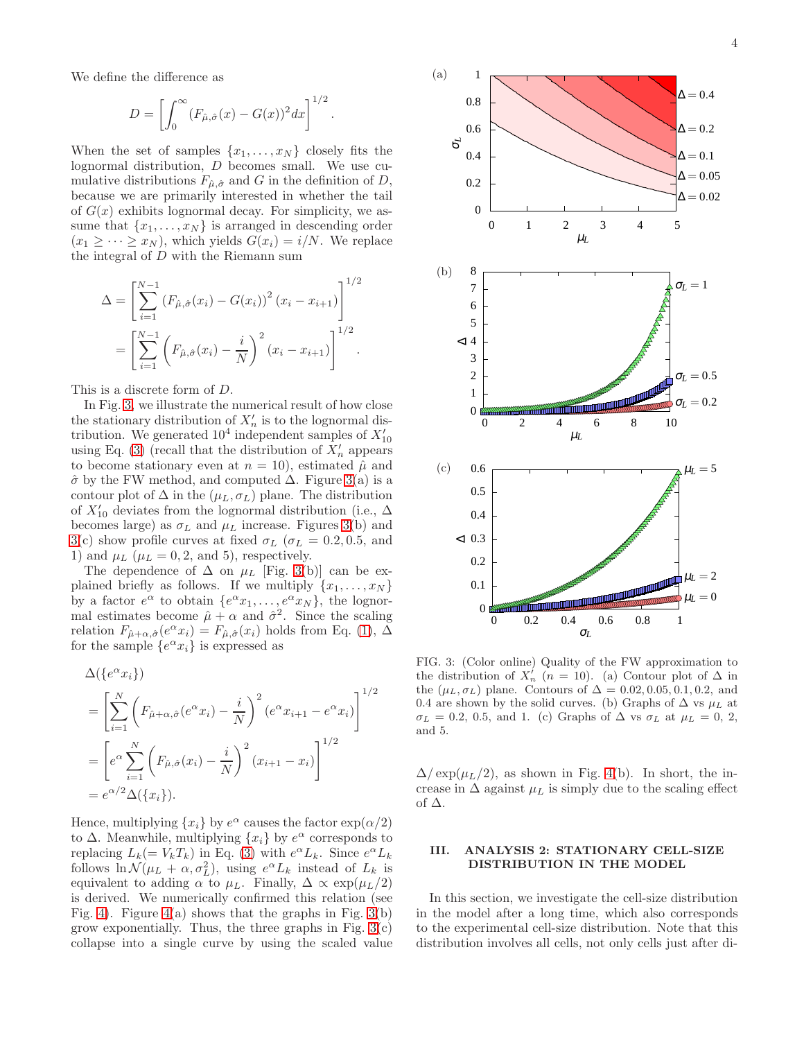We define the difference as

$$D = \left[ \int_0^\infty (F_{\hat{\mu},\hat{\sigma}}(x) - G(x))^2 dx \right]^{1/2}.$$

When the set of samples $\{x_1, \dots, x_N\}$ closely fits the lognormal distribution, $D$ becomes small. We use cumulative distributions $F_{\hat{\mu},\hat{\sigma}}$ and $G$ in the definition of $D$, because we are primarily interested in whether the tail of $G(x)$ exhibits lognormal decay. For simplicity, we assume that $\{x_1, \dots, x_N\}$ is arranged in descending order ($x_1 \geq \dots \geq x_N$), which yields $G(x_i) = i/N$. We replace the integral of $D$ with the Riemann sum

$$\begin{aligned}
\Delta &= \left[ \sum_{i=1}^{N-1} \left(F_{\hat{\mu},\hat{\sigma}}(x_i) - G(x_i)\right)^2 (x_i - x_{i+1}) \right]^{1/2} \\
&= \left[ \sum_{i=1}^{N-1} \left(F_{\hat{\mu},\hat{\sigma}}(x_i) - \frac{i}{N}\right)^2 (x_i - x_{i+1}) \right]^{1/2}.
\end{aligned}$$

This is a discrete form of $D$.

In Fig. 3, we illustrate the numerical result of how close the stationary distribution of $X'_n$ is to the lognormal distribution. We generated $10^4$ independent samples of $X'_{10}$ using Eq. (3) (recall that the distribution of $X'_n$ appears to become stationary even at $n = 10$), estimated $\hat{\mu}$ and $\hat{\sigma}$ by the FW method, and computed $\Delta$. Figure 3(a) is a contour plot of $\Delta$ in the $(\mu_L, \sigma_L)$ plane. The distribution of $X'_{10}$ deviates from the lognormal distribution (i.e., $\Delta$ becomes large) as $\sigma_L$ and $\mu_L$ increase. Figures 3(b) and 3(c) show profile curves at fixed $\sigma_L$ ($\sigma_L = 0.2, 0.5$, and 1) and $\mu_L$ ($\mu_L = 0, 2$, and 5), respectively.

The dependence of $\Delta$ on $\mu_L$ [Fig. 3(b)] can be explained briefly as follows. If we multiply $\{x_1, \dots, x_N\}$ by a factor $e^\alpha$ to obtain $\{e^\alpha x_1, \dots, e^\alpha x_N\}$, the lognormal estimates become $\hat{\mu} + \alpha$ and $\hat{\sigma}^2$. Since the scaling relation $F_{\hat{\mu}+\alpha,\hat{\sigma}}(e^\alpha x_i) = F_{\hat{\mu},\hat{\sigma}}(x_i)$ holds from Eq. (1), $\Delta$ for the sample $\{e^\alpha x_i\}$ is expressed as

$$\begin{aligned}
&\Delta(\{e^\alpha x_i\}) \\
&= \left[ \sum_{i=1}^{N} \left(F_{\hat{\mu}+\alpha,\hat{\sigma}}(e^\alpha x_i) - \frac{i}{N}\right)^2 (e^\alpha x_{i+1} - e^\alpha x_i) \right]^{1/2} \\
&= \left[ e^\alpha \sum_{i=1}^{N} \left(F_{\hat{\mu},\hat{\sigma}}(x_i) - \frac{i}{N}\right)^2 (x_{i+1} - x_i) \right]^{1/2} \\
&= e^{\alpha/2} \Delta(\{x_i\}).
\end{aligned}$$

Hence, multiplying $\{x_i\}$ by $e^\alpha$ causes the factor $\exp(\alpha/2)$ to $\Delta$. Meanwhile, multiplying $\{x_i\}$ by $e^\alpha$ corresponds to replacing $L_k (= V_k T_k)$ in Eq. (3) with $e^\alpha L_k$. Since $e^\alpha L_k$ follows $\ln \mathcal{N}(\mu_L + \alpha, \sigma_L^2)$, using $e^\alpha L_k$ instead of $L_k$ is equivalent to adding $\alpha$ to $\mu_L$. Finally, $\Delta \propto \exp(\mu_L/2)$ is derived. We numerically confirmed this relation (see Fig. 4). Figure 4(a) shows that the graphs in Fig. 3(b) grow exponentially. Thus, the three graphs in Fig. 3(c) collapse into a single curve by using the scaled value $\Delta/\exp(\mu_L/2)$, as shown in Fig. 4(b). In short, the increase in $\Delta$ against $\mu_L$ is simply due to the scaling effect of $\Delta$.

FIG. 3: (Color online) Quality of the FW approximation to the distribution of $X'_n$ ($n = 10$). (a) Contour plot of $\Delta$ in the $(\mu_L, \sigma_L)$ plane. Contours of $\Delta = 0.02, 0.05, 0.1, 0.2$, and 0.4 are shown by the solid curves. (b) Graphs of $\Delta$ vs $\mu_L$ at $\sigma_L = 0.2$, 0.5, and 1. (c) Graphs of $\Delta$ vs $\sigma_L$ at $\mu_L = 0$, 2, and 5.

## III. ANALYSIS 2: STATIONARY CELL-SIZE DISTRIBUTION IN THE MODEL

In this section, we investigate the cell-size distribution in the model after a long time, which also corresponds to the experimental cell-size distribution. Note that this distribution involves all cells, not only cells just after di-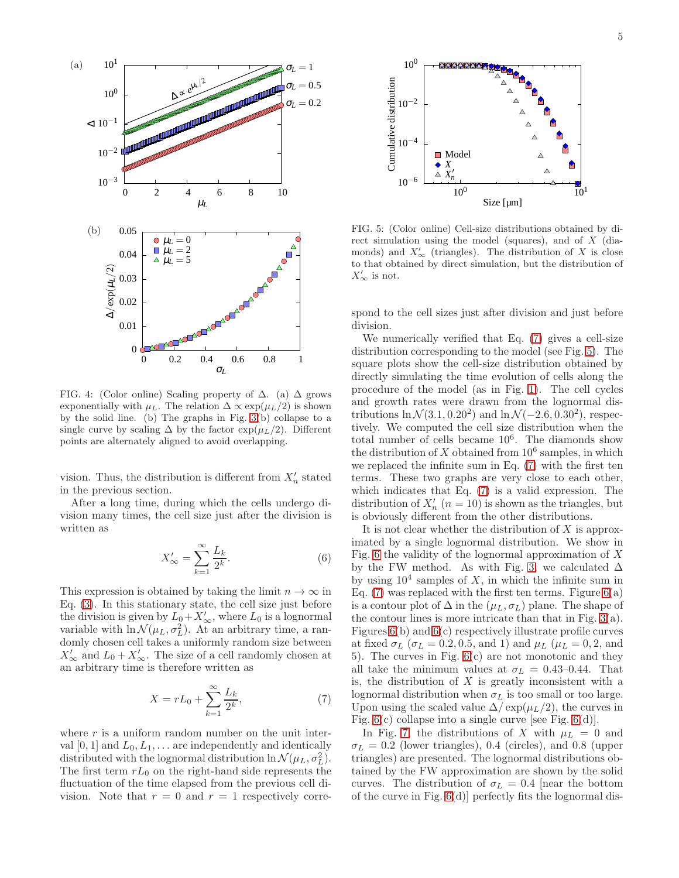FIG. 4: (Color online) Scaling property of $\Delta$. (a) $\Delta$ grows exponentially with $\mu_L$. The relation $\Delta \propto \exp(\mu_L/2)$ is shown by the solid line. (b) The graphs in Fig. 3(b) collapse to a single curve by scaling $\Delta$ by the factor $\exp(\mu_L/2)$. Different points are alternately aligned to avoid overlapping.

vision. Thus, the distribution is different from $X'_n$ stated in the previous section.

After a long time, during which the cells undergo division many times, the cell size just after the division is written as

$$X'_\infty = \sum_{k=1}^{\infty} \frac{L_k}{2^k}. \tag{6}$$

This expression is obtained by taking the limit $n \to \infty$ in Eq. (3). In this stationary state, the cell size just before the division is given by $L_0 + X'_\infty$, where $L_0$ is a lognormal variable with $\ln\mathcal{N}(\mu_L, \sigma_L^2)$. At an arbitrary time, a randomly chosen cell takes a uniformly random size between $X'_\infty$ and $L_0 + X'_\infty$. The size of a cell randomly chosen at an arbitrary time is therefore written as

$$X = rL_0 + \sum_{k=1}^{\infty} \frac{L_k}{2^k}, \tag{7}$$

where $r$ is a uniform random number on the unit interval $[0, 1]$ and $L_0, L_1, \ldots$ are independently and identically distributed with the lognormal distribution $\ln\mathcal{N}(\mu_L, \sigma_L^2)$. The first term $rL_0$ on the right-hand side represents the fluctuation of the time elapsed from the previous cell division. Note that $r = 0$ and $r = 1$ respectively correspond to the cell sizes just after division and just before division.

FIG. 5: (Color online) Cell-size distributions obtained by direct simulation using the model (squares), and of $X$ (diamonds) and $X'_\infty$ (triangles). The distribution of $X$ is close to that obtained by direct simulation, but the distribution of $X'_\infty$ is not.

We numerically verified that Eq. (7) gives a cell-size distribution corresponding to the model (see Fig. 5). The square plots show the cell-size distribution obtained by directly simulating the time evolution of cells along the procedure of the model (as in Fig. 1). The cell cycles and growth rates were drawn from the lognormal distributions $\ln\mathcal{N}(3.1, 0.20^2)$ and $\ln\mathcal{N}(-2.6, 0.30^2)$, respectively. We computed the cell size distribution when the total number of cells became $10^6$. The diamonds show the distribution of $X$ obtained from $10^6$ samples, in which we replaced the infinite sum in Eq. (7) with the first ten terms. These two graphs are very close to each other, which indicates that Eq. (7) is a valid expression. The distribution of $X'_n$ ($n = 10$) is shown as the triangles, but is obviously different from the other distributions.

It is not clear whether the distribution of $X$ is approximated by a single lognormal distribution. We show in Fig. 6 the validity of the lognormal approximation of $X$ by the FW method. As with Fig. 3, we calculated $\Delta$ by using $10^4$ samples of $X$, in which the infinite sum in Eq. (7) was replaced with the first ten terms. Figure 6(a) is a contour plot of $\Delta$ in the $(\mu_L, \sigma_L)$ plane. The shape of the contour lines is more intricate than that in Fig. 3(a). Figures 6(b) and 6(c) respectively illustrate profile curves at fixed $\sigma_L$ ($\sigma_L = 0.2, 0.5$, and 1) and $\mu_L$ ($\mu_L = 0, 2$, and 5). The curves in Fig. 6(c) are not monotonic and they all take the minimum values at $\sigma_L = 0.43$–$0.44$. That is, the distribution of $X$ is greatly inconsistent with a lognormal distribution when $\sigma_L$ is too small or too large. Upon using the scaled value $\Delta/\exp(\mu_L/2)$, the curves in Fig. 6(c) collapse into a single curve [see Fig. 6(d)].

In Fig. 7, the distributions of $X$ with $\mu_L = 0$ and $\sigma_L = 0.2$ (lower triangles), 0.4 (circles), and 0.8 (upper triangles) are presented. The lognormal distributions obtained by the FW approximation are shown by the solid curves. The distribution of $\sigma_L = 0.4$ [near the bottom of the curve in Fig. 6(d)] perfectly fits the lognormal dis-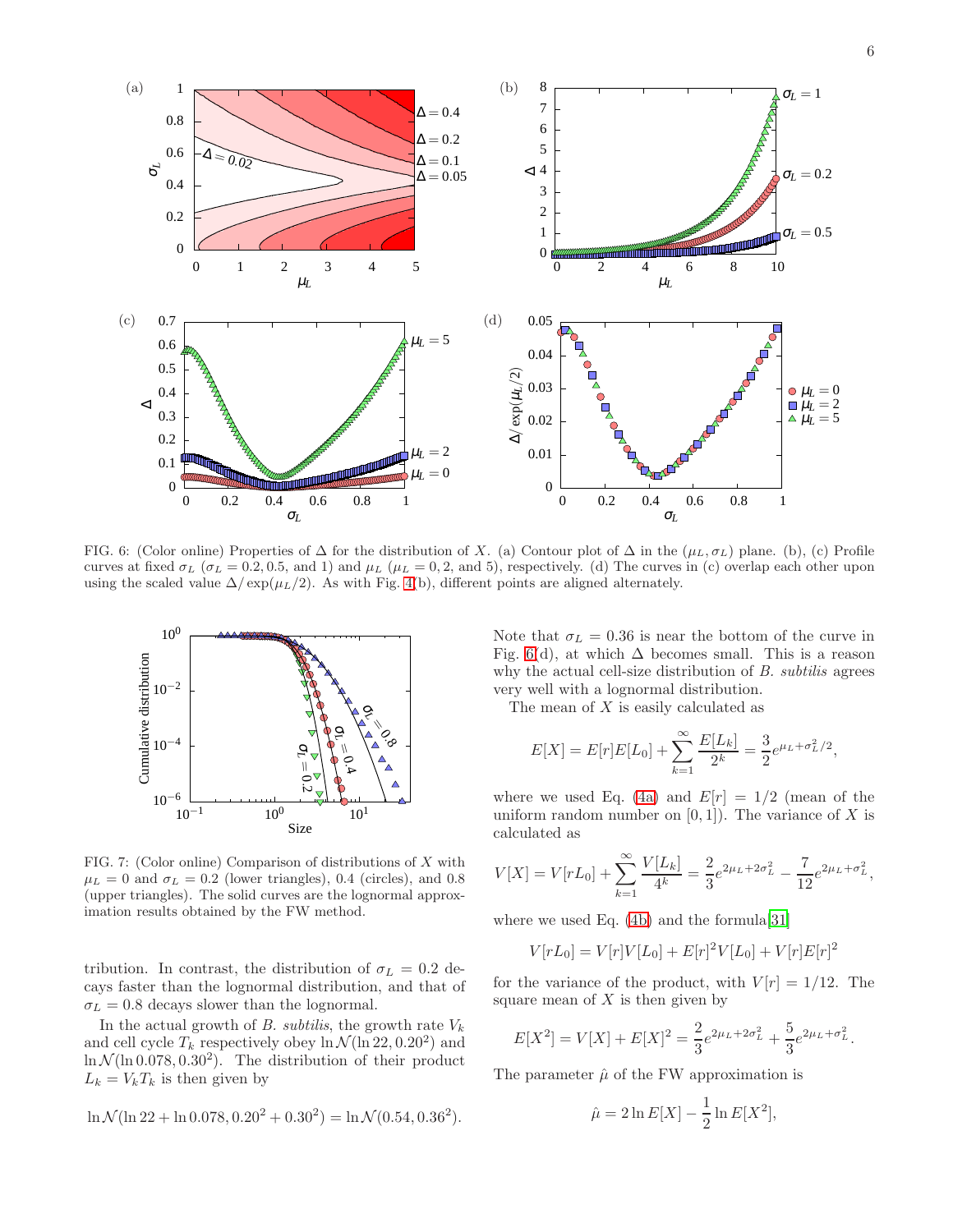FIG. 6: (Color online) Properties of $\Delta$ for the distribution of $X$. (a) Contour plot of $\Delta$ in the $(\mu_L, \sigma_L)$ plane. (b), (c) Profile curves at fixed $\sigma_L$ ($\sigma_L = 0.2, 0.5$, and 1) and $\mu_L$ ($\mu_L = 0, 2$, and 5), respectively. (d) The curves in (c) overlap each other upon using the scaled value $\Delta/\exp(\mu_L/2)$. As with Fig. 4(b), different points are aligned alternately.

FIG. 7: (Color online) Comparison of distributions of $X$ with $\mu_L = 0$ and $\sigma_L = 0.2$ (lower triangles), 0.4 (circles), and 0.8 (upper triangles). The solid curves are the lognormal approximation results obtained by the FW method.

tribution. In contrast, the distribution of $\sigma_L = 0.2$ decays faster than the lognormal distribution, and that of $\sigma_L = 0.8$ decays slower than the lognormal.

In the actual growth of *B. subtilis*, the growth rate $V_k$ and cell cycle $T_k$ respectively obey $\ln\mathcal{N}(\ln 22, 0.20^2)$ and $\ln\mathcal{N}(\ln 0.078, 0.30^2)$. The distribution of their product $L_k = V_k T_k$ is then given by

$$\ln\mathcal{N}(\ln 22 + \ln 0.078, 0.20^2 + 0.30^2) = \ln\mathcal{N}(0.54, 0.36^2).$$

Note that $\sigma_L = 0.36$ is near the bottom of the curve in Fig. 6(d), at which $\Delta$ becomes small. This is a reason why the actual cell-size distribution of *B. subtilis* agrees very well with a lognormal distribution.

The mean of $X$ is easily calculated as

$$E[X] = E[r]E[L_0] + \sum_{k=1}^{\infty} \frac{E[L_k]}{2^k} = \frac{3}{2} e^{\mu_L + \sigma_L^2/2},$$

where we used Eq. (4a) and $E[r] = 1/2$ (mean of the uniform random number on $[0, 1]$). The variance of $X$ is calculated as

$$V[X] = V[rL_0] + \sum_{k=1}^{\infty} \frac{V[L_k]}{4^k} = \frac{2}{3} e^{2\mu_L + 2\sigma_L^2} - \frac{7}{12} e^{2\mu_L + \sigma_L^2},$$

where we used Eq. (4b) and the formula[31]

$$V[rL_0] = V[r]V[L_0] + E[r]^2 V[L_0] + V[r]E[r]^2$$

for the variance of the product, with $V[r] = 1/12$. The square mean of $X$ is then given by

$$E[X^2] = V[X] + E[X]^2 = \frac{2}{3} e^{2\mu_L + 2\sigma_L^2} + \frac{5}{3} e^{2\mu_L + \sigma_L^2}.$$

The parameter $\hat{\mu}$ of the FW approximation is

$$\hat{\mu} = 2 \ln E[X] - \frac{1}{2} \ln E[X^2],$$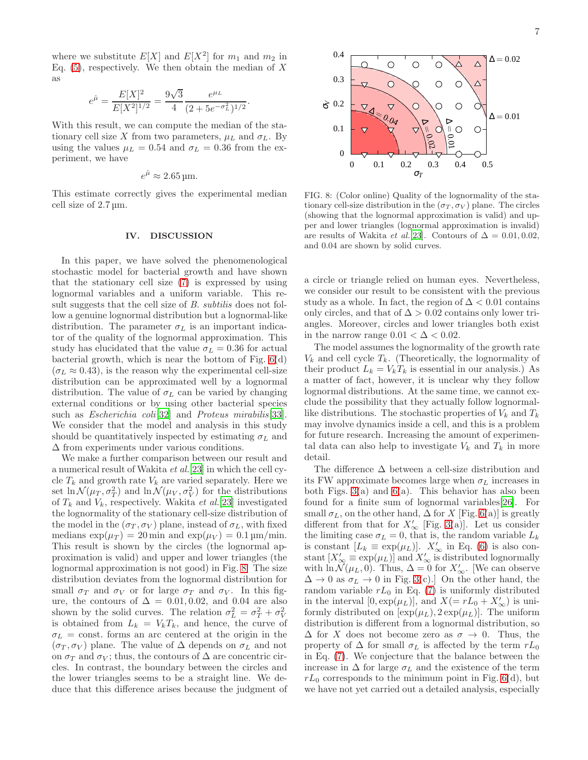where we substitute $E[X]$ and $E[X^2]$ for $m_1$ and $m_2$ in Eq. (5), respectively. We then obtain the median of $X$ as

$$e^{\hat{\mu}} = \frac{E[X]^2}{E[X^2]^{1/2}} = \frac{9\sqrt{3}}{4} \frac{e^{\mu_L}}{(2+5e^{-\sigma_L^2})^{1/2}}.$$

With this result, we can compute the median of the stationary cell size $X$ from two parameters, $\mu_L$ and $\sigma_L$. By using the values $\mu_L = 0.54$ and $\sigma_L = 0.36$ from the experiment, we have

$$e^{\hat{\mu}} \approx 2.65\,\mu\text{m}.$$

This estimate correctly gives the experimental median cell size of 2.7 µm.

## IV. DISCUSSION

In this paper, we have solved the phenomenological stochastic model for bacterial growth and have shown that the stationary cell size (7) is expressed by using lognormal variables and a uniform variable. This result suggests that the cell size of *B. subtilis* does not follow a genuine lognormal distribution but a lognormal-like distribution. The parameter $\sigma_L$ is an important indicator of the quality of the lognormal approximation. This study has elucidated that the value $\sigma_L = 0.36$ for actual bacterial growth, which is near the bottom of Fig. 6(d) ($\sigma_L \approx 0.43$), is the reason why the experimental cell-size distribution can be approximated well by a lognormal distribution. The value of $\sigma_L$ can be varied by changing external conditions or by using other bacterial species such as *Escherichia coli*[32] and *Proteus mirabilis*[33]. We consider that the model and analysis in this study should be quantitatively inspected by estimating $\sigma_L$ and $\Delta$ from experiments under various conditions.

We make a further comparison between our result and a numerical result of Wakita *et al.*[23] in which the cell cycle $T_k$ and growth rate $V_k$ are varied separately. Here we set $\ln\mathcal{N}(\mu_T, \sigma_T^2)$ and $\ln\mathcal{N}(\mu_V, \sigma_V^2)$ for the distributions of $T_k$ and $V_k$, respectively. Wakita *et al.*[23] investigated the lognormality of the stationary cell-size distribution of the model in the $(\sigma_T, \sigma_V)$ plane, instead of $\sigma_L$, with fixed medians $\exp(\mu_T) = 20$ min and $\exp(\mu_V) = 0.1$ µm/min. This result is shown by the circles (the lognormal approximation is valid) and upper and lower triangles (the lognormal approximation is not good) in Fig. 8. The size distribution deviates from the lognormal distribution for small $\sigma_T$ and $\sigma_V$ or for large $\sigma_T$ and $\sigma_V$. In this figure, the contours of $\Delta = 0.01, 0.02$, and $0.04$ are also shown by the solid curves. The relation $\sigma_L^2 = \sigma_T^2 + \sigma_V^2$ is obtained from $L_k = V_k T_k$, and hence, the curve of $\sigma_L =$ const. forms an arc centered at the origin in the $(\sigma_T, \sigma_V)$ plane. The value of $\Delta$ depends on $\sigma_L$ and not on $\sigma_T$ and $\sigma_V$; thus, the contours of $\Delta$ are concentric circles. In contrast, the boundary between the circles and the lower triangles seems to be a straight line. We deduce that this difference arises because the judgment of a circle or triangle relied on human eyes. Nevertheless, we consider our result to be consistent with the previous study as a whole. In fact, the region of $\Delta < 0.01$ contains only circles, and that of $\Delta > 0.02$ contains only lower triangles. Moreover, circles and lower triangles both exist in the narrow range $0.01 < \Delta < 0.02$.

FIG. 8: (Color online) Quality of the lognormality of the stationary cell-size distribution in the $(\sigma_T, \sigma_V)$ plane. The circles (showing that the lognormal approximation is valid) and upper and lower triangles (lognormal approximation is invalid) are results of Wakita *et al.*[23]. Contours of $\Delta = 0.01, 0.02$, and $0.04$ are shown by solid curves.

The model assumes the lognormality of the growth rate $V_k$ and cell cycle $T_k$. (Theoretically, the lognormality of their product $L_k = V_k T_k$ is essential in our analysis.) As a matter of fact, however, it is unclear why they follow lognormal distributions. At the same time, we cannot exclude the possibility that they actually follow lognormal-like distributions. The stochastic properties of $V_k$ and $T_k$ may involve dynamics inside a cell, and this is a problem for future research. Increasing the amount of experimental data can also help to investigate $V_k$ and $T_k$ in more detail.

The difference $\Delta$ between a cell-size distribution and its FW approximate becomes large when $\sigma_L$ increases in both Figs. 3(a) and 6(a). This behavior has also been found for a finite sum of lognormal variables[26]. For small $\sigma_L$, on the other hand, $\Delta$ for $X$ [Fig. 6(a)] is greatly different from that for $X'_\infty$ [Fig. 3(a)]. Let us consider the limiting case $\sigma_L = 0$, that is, the random variable $L_k$ is constant [$L_k \equiv \exp(\mu_L)$]. $X'_\infty$ in Eq. (6) is also constant [$X'_\infty \equiv \exp(\mu_L)$] and $X'_\infty$ is distributed lognormally with $\ln\mathcal{N}(\mu_L, 0)$. Thus, $\Delta = 0$ for $X'_\infty$. [We can observe $\Delta \to 0$ as $\sigma_L \to 0$ in Fig. 3(c).] On the other hand, the random variable $rL_0$ in Eq. (7) is uniformly distributed in the interval $[0, \exp(\mu_L)]$, and $X (= rL_0 + X'_\infty)$ is uniformly distributed on $[\exp(\mu_L), 2\exp(\mu_L)]$. The uniform distribution is different from a lognormal distribution, so $\Delta$ for $X$ does not become zero as $\sigma \to 0$. Thus, the property of $\Delta$ for small $\sigma_L$ is affected by the term $rL_0$ in Eq. (7). We conjecture that the balance between the increase in $\Delta$ for large $\sigma_L$ and the existence of the term $rL_0$ corresponds to the minimum point in Fig. 6(d), but we have not yet carried out a detailed analysis, especially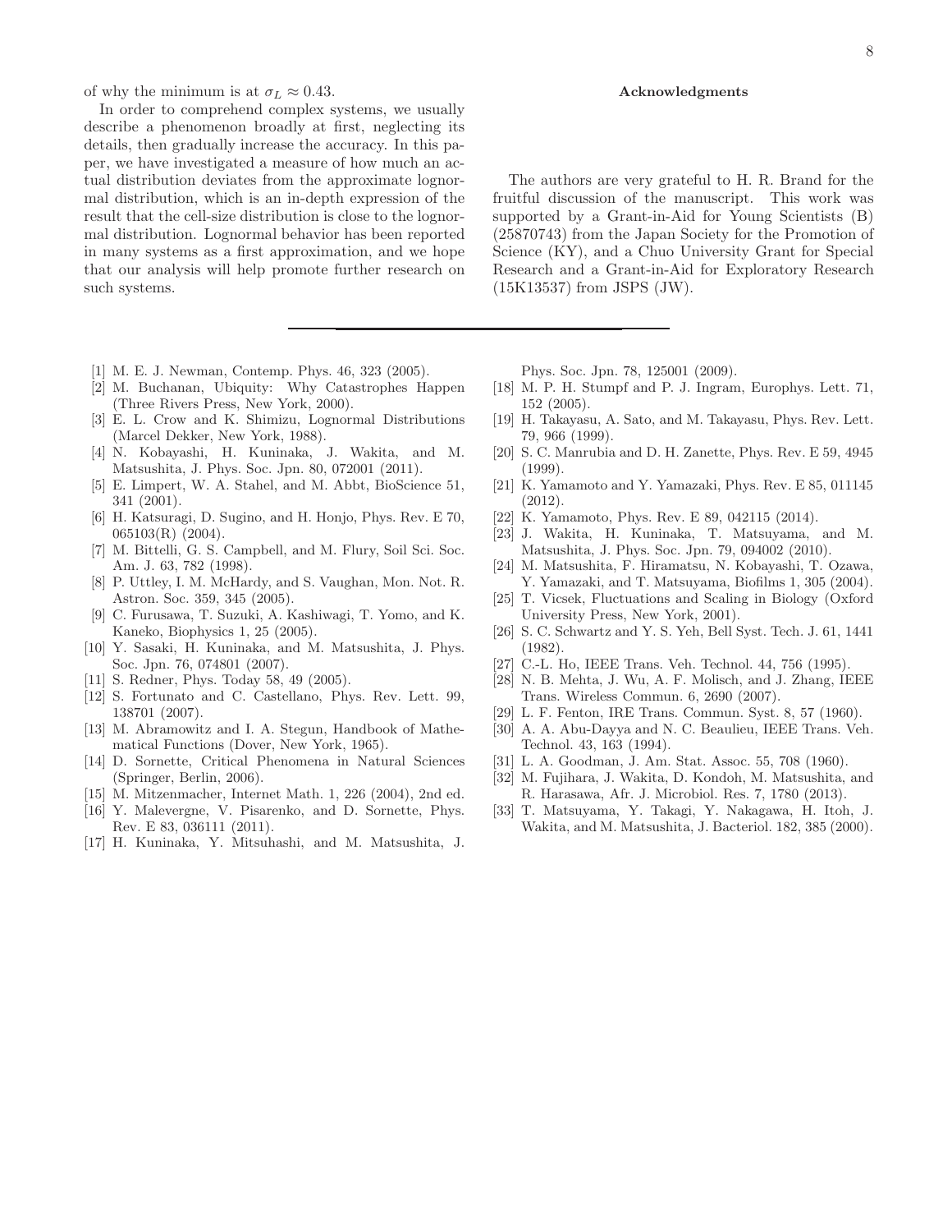of why the minimum is at $\sigma_L \approx 0.43$.

In order to comprehend complex systems, we usually describe a phenomenon broadly at first, neglecting its details, then gradually increase the accuracy. In this paper, we have investigated a measure of how much an actual distribution deviates from the approximate lognormal distribution, which is an in-depth expression of the result that the cell-size distribution is close to the lognormal distribution. Lognormal behavior has been reported in many systems as a first approximation, and we hope that our analysis will help promote further research on such systems.

## Acknowledgments

The authors are very grateful to H. R. Brand for the fruitful discussion of the manuscript. This work was supported by a Grant-in-Aid for Young Scientists (B) (25870743) from the Japan Society for the Promotion of Science (KY), and a Chuo University Grant for Special Research and a Grant-in-Aid for Exploratory Research (15K13537) from JSPS (JW).

---

[1] M. E. J. Newman, Contemp. Phys. 46, 323 (2005).
[2] M. Buchanan, Ubiquity: Why Catastrophes Happen (Three Rivers Press, New York, 2000).
[3] E. L. Crow and K. Shimizu, Lognormal Distributions (Marcel Dekker, New York, 1988).
[4] N. Kobayashi, H. Kuninaka, J. Wakita, and M. Matsushita, J. Phys. Soc. Jpn. 80, 072001 (2011).
[5] E. Limpert, W. A. Stahel, and M. Abbt, BioScience 51, 341 (2001).
[6] H. Katsuragi, D. Sugino, and H. Honjo, Phys. Rev. E 70, 065103(R) (2004).
[7] M. Bittelli, G. S. Campbell, and M. Flury, Soil Sci. Soc. Am. J. 63, 782 (1998).
[8] P. Uttley, I. M. McHardy, and S. Vaughan, Mon. Not. R. Astron. Soc. 359, 345 (2005).
[9] C. Furusawa, T. Suzuki, A. Kashiwagi, T. Yomo, and K. Kaneko, Biophysics 1, 25 (2005).
[10] Y. Sasaki, H. Kuninaka, and M. Matsushita, J. Phys. Soc. Jpn. 76, 074801 (2007).
[11] S. Redner, Phys. Today 58, 49 (2005).
[12] S. Fortunato and C. Castellano, Phys. Rev. Lett. 99, 138701 (2007).
[13] M. Abramowitz and I. A. Stegun, Handbook of Mathematical Functions (Dover, New York, 1965).
[14] D. Sornette, Critical Phenomena in Natural Sciences (Springer, Berlin, 2006).
[15] M. Mitzenmacher, Internet Math. 1, 226 (2004), 2nd ed.
[16] Y. Malevergne, V. Pisarenko, and D. Sornette, Phys. Rev. E 83, 036111 (2011).
[17] H. Kuninaka, Y. Mitsuhashi, and M. Matsushita, J. Phys. Soc. Jpn. 78, 125001 (2009).
[18] M. P. H. Stumpf and P. J. Ingram, Europhys. Lett. 71, 152 (2005).
[19] H. Takayasu, A. Sato, and M. Takayasu, Phys. Rev. Lett. 79, 966 (1999).
[20] S. C. Manrubia and D. H. Zanette, Phys. Rev. E 59, 4945 (1999).
[21] K. Yamamoto and Y. Yamazaki, Phys. Rev. E 85, 011145 (2012).
[22] K. Yamamoto, Phys. Rev. E 89, 042115 (2014).
[23] J. Wakita, H. Kuninaka, T. Matsuyama, and M. Matsushita, J. Phys. Soc. Jpn. 79, 094002 (2010).
[24] M. Matsushita, F. Hiramatsu, N. Kobayashi, T. Ozawa, Y. Yamazaki, and T. Matsuyama, Biofilms 1, 305 (2004).
[25] T. Vicsek, Fluctuations and Scaling in Biology (Oxford University Press, New York, 2001).
[26] S. C. Schwartz and Y. S. Yeh, Bell Syst. Tech. J. 61, 1441 (1982).
[27] C.-L. Ho, IEEE Trans. Veh. Technol. 44, 756 (1995).
[28] N. B. Mehta, J. Wu, A. F. Molisch, and J. Zhang, IEEE Trans. Wireless Commun. 6, 2690 (2007).
[29] L. F. Fenton, IRE Trans. Commun. Syst. 8, 57 (1960).
[30] A. A. Abu-Dayya and N. C. Beaulieu, IEEE Trans. Veh. Technol. 43, 163 (1994).
[31] L. A. Goodman, J. Am. Stat. Assoc. 55, 708 (1960).
[32] M. Fujihara, J. Wakita, D. Kondoh, M. Matsushita, and R. Harasawa, Afr. J. Microbiol. Res. 7, 1780 (2013).
[33] T. Matsuyama, Y. Takagi, Y. Nakagawa, H. Itoh, J. Wakita, and M. Matsushita, J. Bacteriol. 182, 385 (2000).